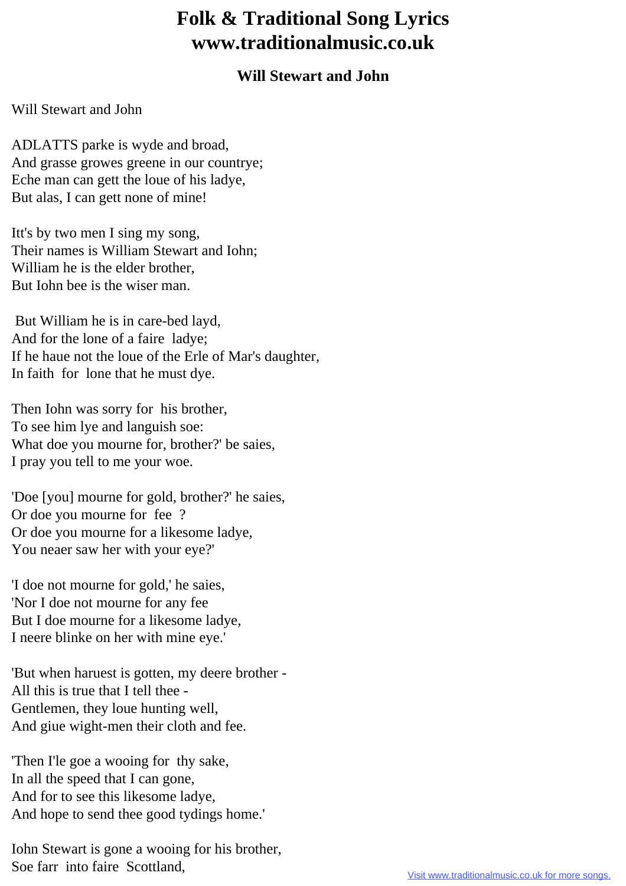# Folk & Traditional Song Lyrics
# www.traditionalmusic.co.uk

### Will Stewart and John

Will Stewart and John

ADLATTS parke is wyde and broad,
And grasse growes greene in our countrye;
Eche man can gett the loue of his ladye,
But alas, I can gett none of mine!

Itt's by two men I sing my song,
Their names is William Stewart and Iohn;
William he is the elder brother,
But Iohn bee is the wiser man.

But William he is in care-bed layd,
And for the lone of a faire ladye;
If he haue not the loue of the Erle of Mar's daughter,
In faith for lone that he must dye.

Then Iohn was sorry for his brother,
To see him lye and languish soe:
What doe you mourne for, brother?' be saies,
I pray you tell to me your woe.

'Doe [you] mourne for gold, brother?' he saies,
Or doe you mourne for fee ?
Or doe you mourne for a likesome ladye,
You neaer saw her with your eye?'

'I doe not mourne for gold,' he saies,
'Nor I doe not mourne for any fee
But I doe mourne for a likesome ladye,
I neere blinke on her with mine eye.'

'But when haruest is gotten, my deere brother -
All this is true that I tell thee -
Gentlemen, they loue hunting well,
And giue wight-men their cloth and fee.

'Then I'le goe a wooing for thy sake,
In all the speed that I can gone,
And for to see this likesome ladye,
And hope to send thee good tydings home.'

Iohn Stewart is gone a wooing for his brother,
Soe farr into faire Scottland,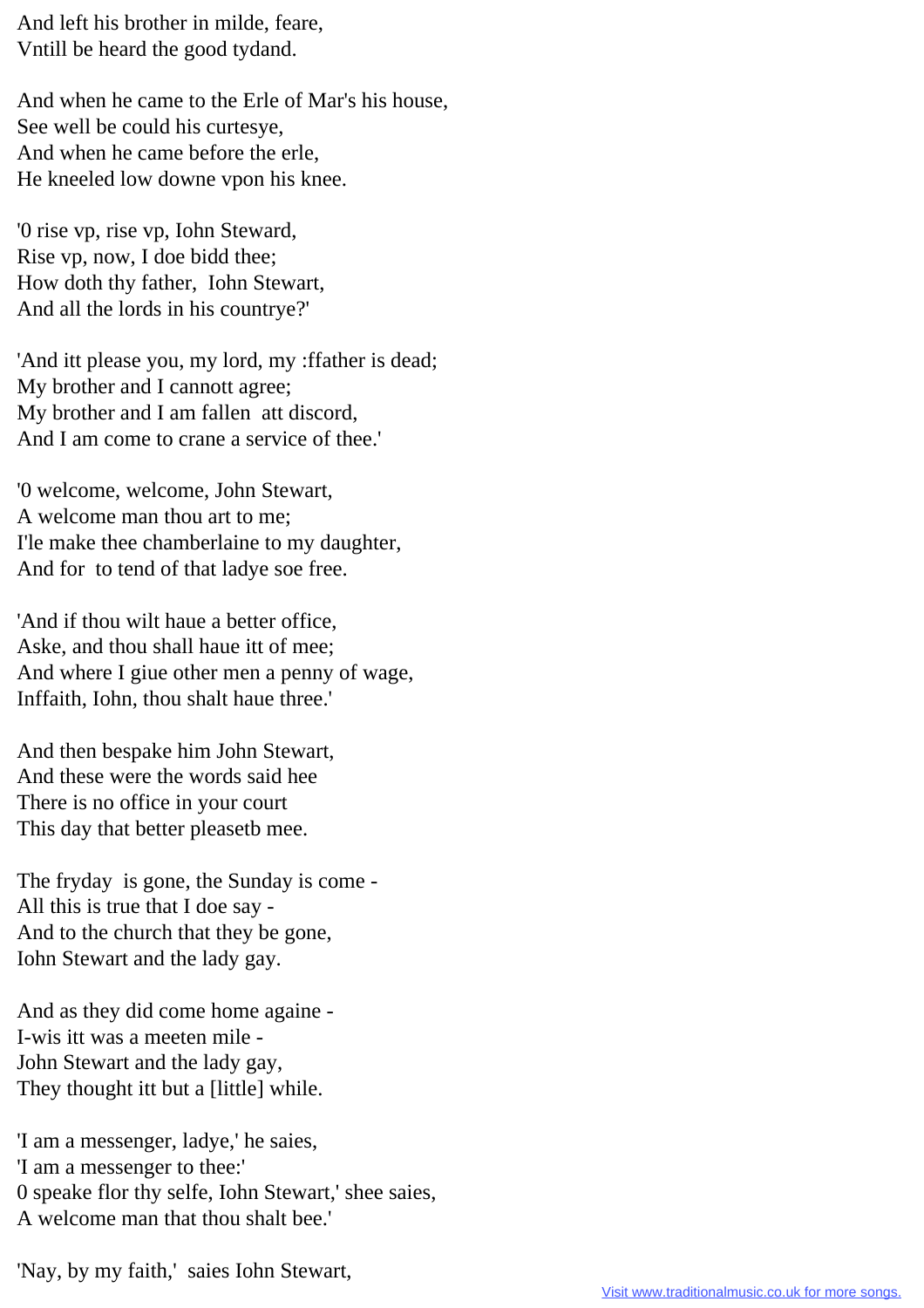And left his brother in milde, feare,
Vntill be heard the good tydand.

And when he came to the Erle of Mar's his house,
See well be could his curtesye,
And when he came before the erle,
He kneeled low downe vpon his knee.

'0 rise vp, rise vp, Iohn Steward,
Rise vp, now, I doe bidd thee;
How doth thy father,  Iohn Stewart,
And all the lords in his countrye?'

'And itt please you, my lord, my :ffather is dead;
My brother and I cannott agree;
My brother and I am fallen  att discord,
And I am come to crane a service of thee.'

'0 welcome, welcome, John Stewart,
A welcome man thou art to me;
I'le make thee chamberlaine to my daughter,
And for  to tend of that ladye soe free.

'And if thou wilt haue a better office,
Aske, and thou shall haue itt of mee;
And where I giue other men a penny of wage,
Inffaith, Iohn, thou shalt haue three.'

And then bespake him John Stewart,
And these were the words said hee
There is no office in your court
This day that better pleasetb mee.

The fryday  is gone, the Sunday is come -
All this is true that I doe say -
And to the church that they be gone,
Iohn Stewart and the lady gay.

And as they did come home againe -
I-wis itt was a meeten mile -
John Stewart and the lady gay,
They thought itt but a [little] while.

'I am a messenger, ladye,' he saies,
'I am a messenger to thee:'
0 speake flor thy selfe, Iohn Stewart,' shee saies,
A welcome man that thou shalt bee.'

'Nay, by my faith,'  saies Iohn Stewart,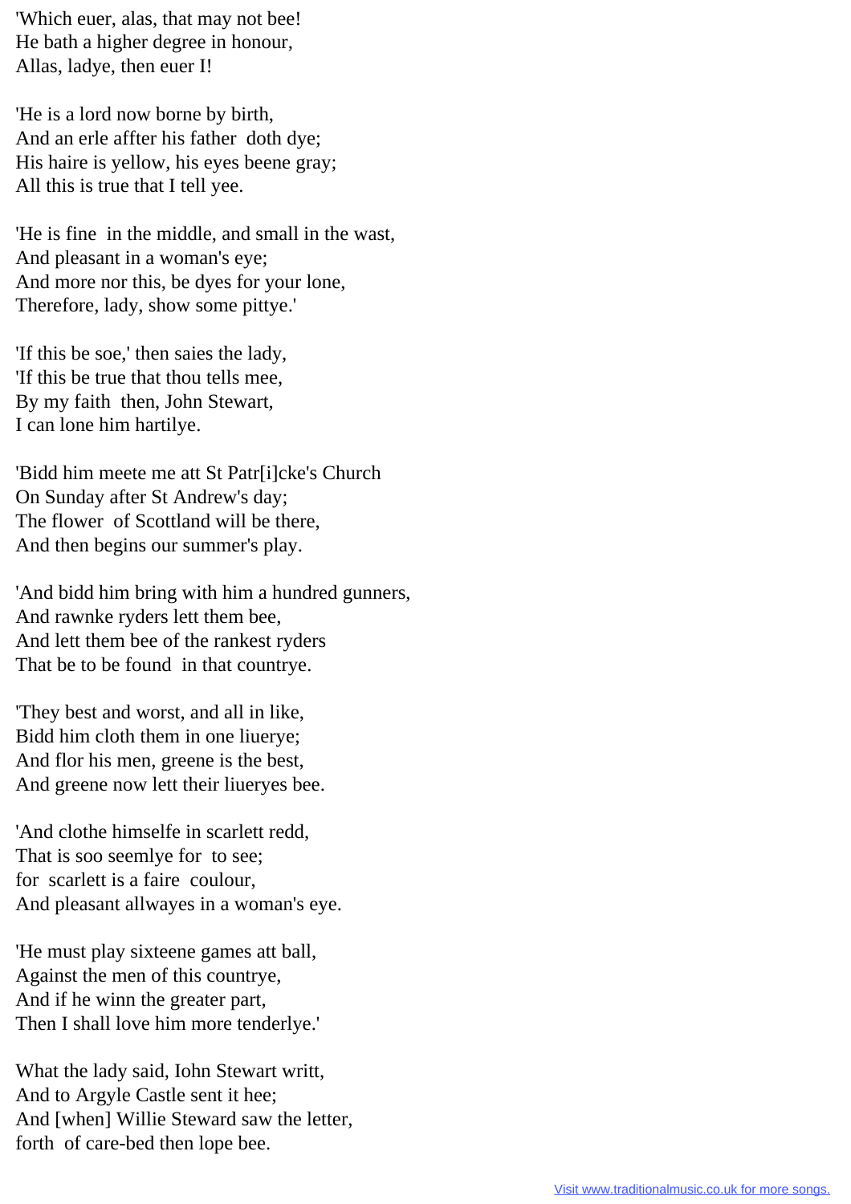'Which euer, alas, that may not bee!
He bath a higher degree in honour,
Allas, ladye, then euer I!

'He is a lord now borne by birth,
And an erle affter his father doth dye;
His haire is yellow, his eyes beene gray;
All this is true that I tell yee.

'He is fine in the middle, and small in the wast,
And pleasant in a woman's eye;
And more nor this, be dyes for your lone,
Therefore, lady, show some pittye.'

'If this be soe,' then saies the lady,
'If this be true that thou tells mee,
By my faith then, John Stewart,
I can lone him hartilye.

'Bidd him meete me att St Patr[i]cke's Church
On Sunday after St Andrew's day;
The flower of Scottland will be there,
And then begins our summer's play.

'And bidd him bring with him a hundred gunners,
And rawnke ryders lett them bee,
And lett them bee of the rankest ryders
That be to be found in that countrye.

'They best and worst, and all in like,
Bidd him cloth them in one liuerye;
And flor his men, greene is the best,
And greene now lett their liueryes bee.

'And clothe himselfe in scarlett redd,
That is soo seemlye for to see;
for scarlett is a faire coulour,
And pleasant allwayes in a woman's eye.

'He must play sixteene games att ball,
Against the men of this countrye,
And if he winn the greater part,
Then I shall love him more tenderlye.'

What the lady said, Iohn Stewart writt,
And to Argyle Castle sent it hee;
And [when] Willie Steward saw the letter,
forth of care-bed then lope bee.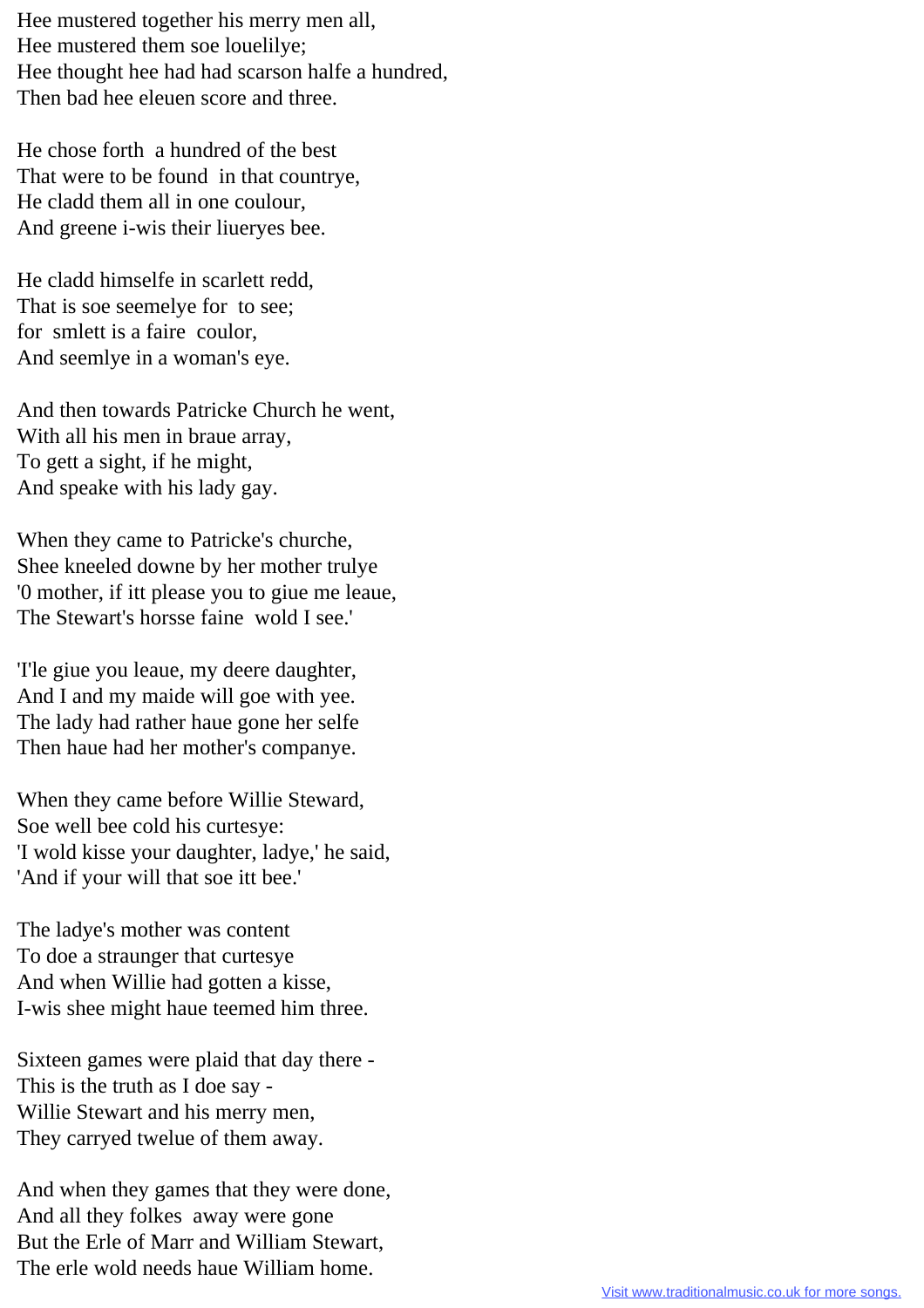Hee mustered together his merry men all,
Hee mustered them soe louelilye;
Hee thought hee had had scarson halfe a hundred,
Then bad hee eleuen score and three.

He chose forth a hundred of the best
That were to be found in that countrye,
He cladd them all in one coulour,
And greene i-wis their liueryes bee.

He cladd himselfe in scarlett redd,
That is soe seemelye for to see;
for smlett is a faire coulor,
And seemlye in a woman's eye.

And then towards Patricke Church he went,
With all his men in braue array,
To gett a sight, if he might,
And speake with his lady gay.

When they came to Patricke's churche,
Shee kneeled downe by her mother trulye
'0 mother, if itt please you to giue me leaue,
The Stewart's horsse faine wold I see.'

'I'le giue you leaue, my deere daughter,
And I and my maide will goe with yee.
The lady had rather haue gone her selfe
Then haue had her mother's companye.

When they came before Willie Steward,
Soe well bee cold his curtesye:
'I wold kisse your daughter, ladye,' he said,
'And if your will that soe itt bee.'

The ladye's mother was content
To doe a straunger that curtesye
And when Willie had gotten a kisse,
I-wis shee might haue teemed him three.

Sixteen games were plaid that day there -
This is the truth as I doe say -
Willie Stewart and his merry men,
They carryed twelue of them away.

And when they games that they were done,
And all they folkes away were gone
But the Erle of Marr and William Stewart,
The erle wold needs haue William home.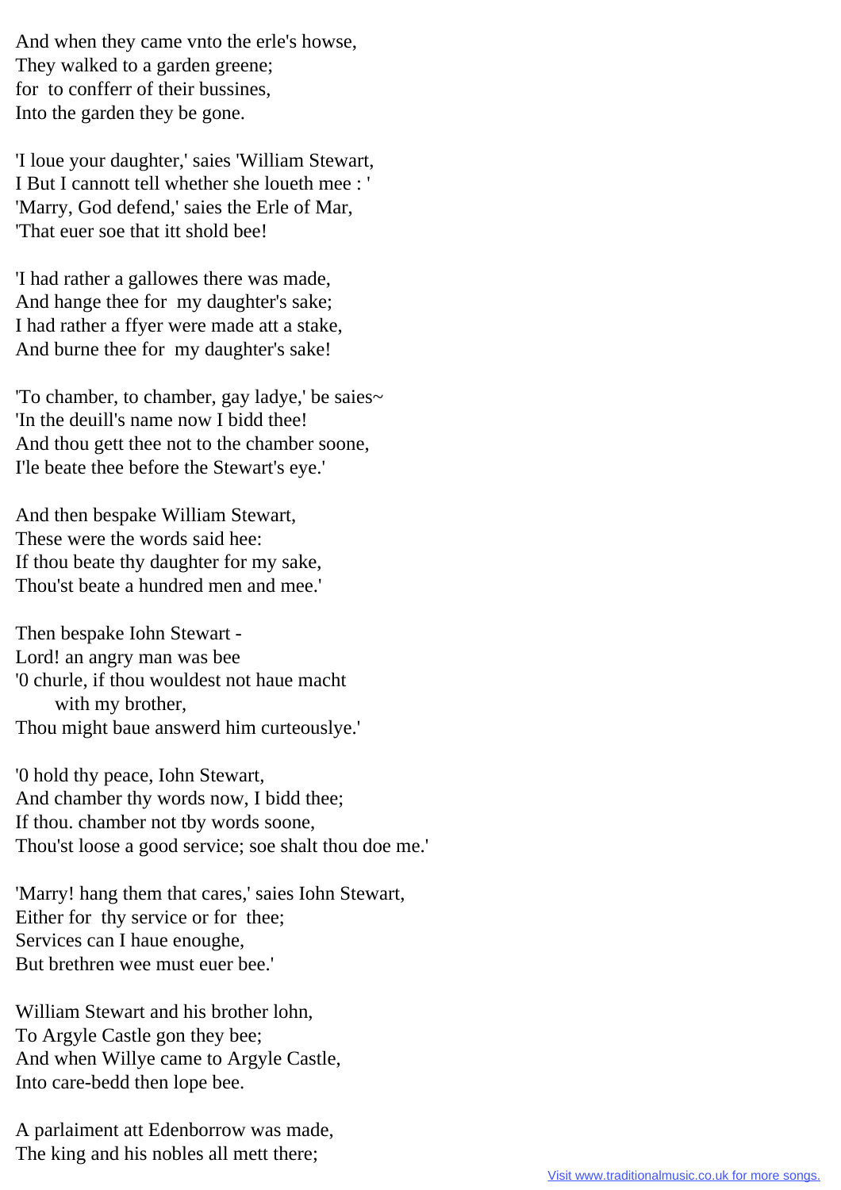And when they came vnto the erle's howse,
They walked to a garden greene;
for to confferr of their bussines,
Into the garden they be gone.

'I loue your daughter,' saies 'William Stewart,
I But I cannott tell whether she loueth mee : '
'Marry, God defend,' saies the Erle of Mar,
'That euer soe that itt shold bee!

'I had rather a gallowes there was made,
And hange thee for my daughter's sake;
I had rather a ffyer were made att a stake,
And burne thee for my daughter's sake!

'To chamber, to chamber, gay ladye,' be saies~
'In the deuill's name now I bidd thee!
And thou gett thee not to the chamber soone,
I'le beate thee before the Stewart's eye.'

And then bespake William Stewart,
These were the words said hee:
If thou beate thy daughter for my sake,
Thou'st beate a hundred men and mee.'

Then bespake Iohn Stewart -
Lord! an angry man was bee
'0 churle, if thou wouldest not haue macht
   with my brother,
Thou might baue answerd him curteouslye.'

'0 hold thy peace, Iohn Stewart,
And chamber thy words now, I bidd thee;
If thou. chamber not tby words soone,
Thou'st loose a good service; soe shalt thou doe me.'

'Marry! hang them that cares,' saies Iohn Stewart,
Either for thy service or for thee;
Services can I haue enoughe,
But brethren wee must euer bee.'

William Stewart and his brother lohn,
To Argyle Castle gon they bee;
And when Willye came to Argyle Castle,
Into care-bedd then lope bee.

A parlaiment att Edenborrow was made,
The king and his nobles all mett there;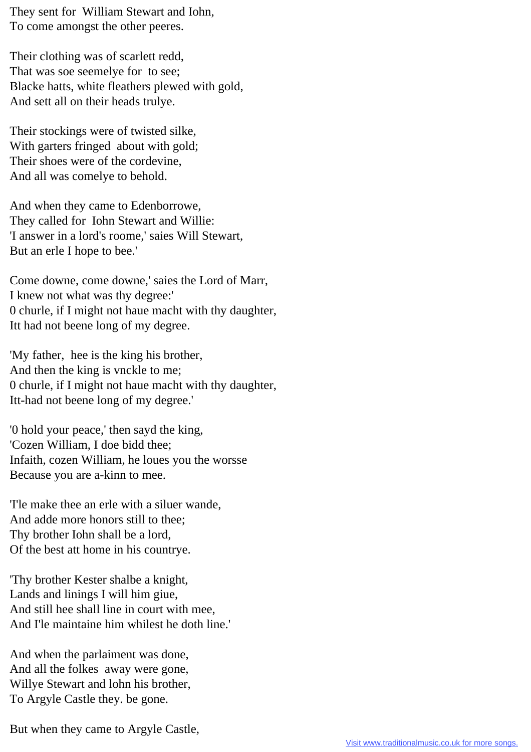They sent for  William Stewart and Iohn,
To come amongst the other peeres.

Their clothing was of scarlett redd,
That was soe seemelye for  to see;
Blacke hatts, white fleathers plewed with gold,
And sett all on their heads trulye.

Their stockings were of twisted silke,
With garters fringed  about with gold;
Their shoes were of the cordevine,
And all was comelye to behold.

And when they came to Edenborrowe,
They called for  Iohn Stewart and Willie:
'I answer in a lord's roome,' saies Will Stewart,
But an erle I hope to bee.'

Come downe, come downe,' saies the Lord of Marr,
I knew not what was thy degree:'
0 churle, if I might not haue macht with thy daughter,
Itt had not beene long of my degree.

'My father,  hee is the king his brother,
And then the king is vnckle to me;
0 churle, if I might not haue macht with thy daughter,
Itt-had not beene long of my degree.'

'0 hold your peace,' then sayd the king,
'Cozen William, I doe bidd thee;
Infaith, cozen William, he loues you the worsse
Because you are a-kinn to mee.

'I'le make thee an erle with a siluer wande,
And adde more honors still to thee;
Thy brother Iohn shall be a lord,
Of the best att home in his countrye.

'Thy brother Kester shalbe a knight,
Lands and linings I will him giue,
And still hee shall line in court with mee,
And I'le maintaine him whilest he doth line.'

And when the parlaiment was done,
And all the folkes  away were gone,
Willye Stewart and lohn his brother,
To Argyle Castle they. be gone.

But when they came to Argyle Castle,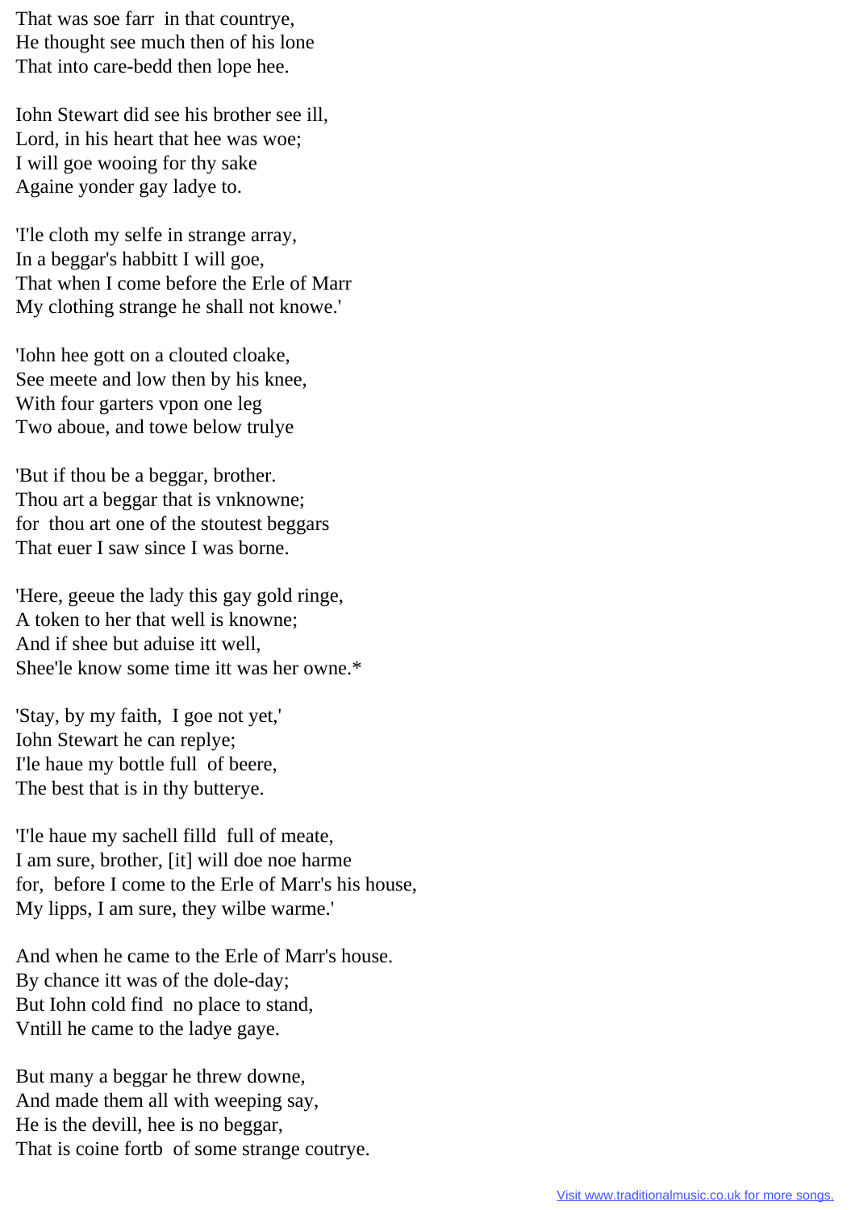That was soe farr  in that countrye,
He thought see much then of his lone
That into care-bedd then lope hee.

Iohn Stewart did see his brother see ill,
Lord, in his heart that hee was woe;
I will goe wooing for thy sake
Againe yonder gay ladye to.

'I'le cloth my selfe in strange array,
In a beggar's habbitt I will goe,
That when I come before the Erle of Marr
My clothing strange he shall not knowe.'

'Iohn hee gott on a clouted cloake,
See meete and low then by his knee,
With four garters vpon one leg
Two aboue, and towe below trulye

'But if thou be a beggar, brother.
Thou art a beggar that is vnknowne;
for  thou art one of the stoutest beggars
That euer I saw since I was borne.

'Here, geeue the lady this gay gold ringe,
A token to her that well is knowne;
And if shee but aduise itt well,
Shee'le know some time itt was her owne.*

'Stay, by my faith,  I goe not yet,'
Iohn Stewart he can replye;
I'le haue my bottle full  of beere,
The best that is in thy butterye.

'I'le haue my sachell filld  full of meate,
I am sure, brother, [it] will doe noe harme
for,  before I come to the Erle of Marr's his house,
My lipps, I am sure, they wilbe warme.'

And when he came to the Erle of Marr's house.
By chance itt was of the dole-day;
But Iohn cold find  no place to stand,
Vntill he came to the ladye gaye.

But many a beggar he threw downe,
And made them all with weeping say,
He is the devill, hee is no beggar,
That is coine fortb  of some strange coutrye.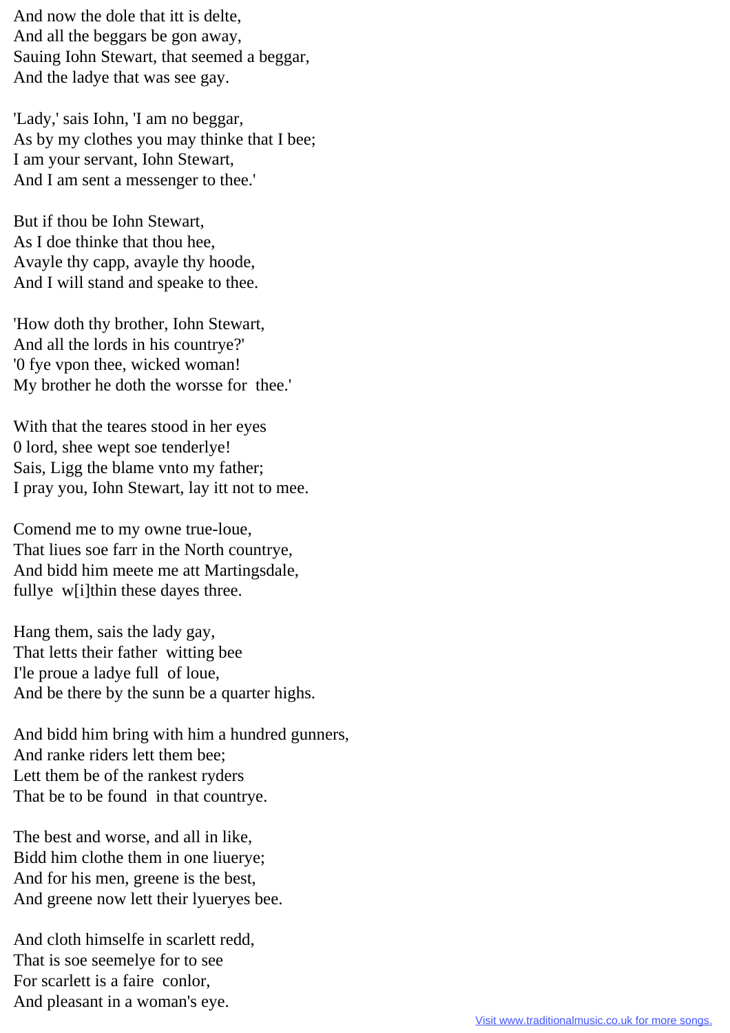And now the dole that itt is delte,
And all the beggars be gon away,
Sauing Iohn Stewart, that seemed a beggar,
And the ladye that was see gay.

'Lady,' sais Iohn, 'I am no beggar,
As by my clothes you may thinke that I bee;
I am your servant, Iohn Stewart,
And I am sent a messenger to thee.'

But if thou be Iohn Stewart,
As I doe thinke that thou hee,
Avayle thy capp, avayle thy hoode,
And I will stand and speake to thee.

'How doth thy brother, Iohn Stewart,
And all the lords in his countrye?'
'0 fye vpon thee, wicked woman!
My brother he doth the worsse for thee.'

With that the teares stood in her eyes
0 lord, shee wept soe tenderlye!
Sais, Ligg the blame vnto my father;
I pray you, Iohn Stewart, lay itt not to mee.

Comend me to my owne true-loue,
That liues soe farr in the North countrye,
And bidd him meete me att Martingsdale,
fullye w[i]thin these dayes three.

Hang them, sais the lady gay,
That letts their father witting bee
I'le proue a ladye full of loue,
And be there by the sunn be a quarter highs.

And bidd him bring with him a hundred gunners,
And ranke riders lett them bee;
Lett them be of the rankest ryders
That be to be found in that countrye.

The best and worse, and all in like,
Bidd him clothe them in one liuerye;
And for his men, greene is the best,
And greene now lett their lyueryes bee.

And cloth himselfe in scarlett redd,
That is soe seemelye for to see
For scarlett is a faire conlor,
And pleasant in a woman's eye.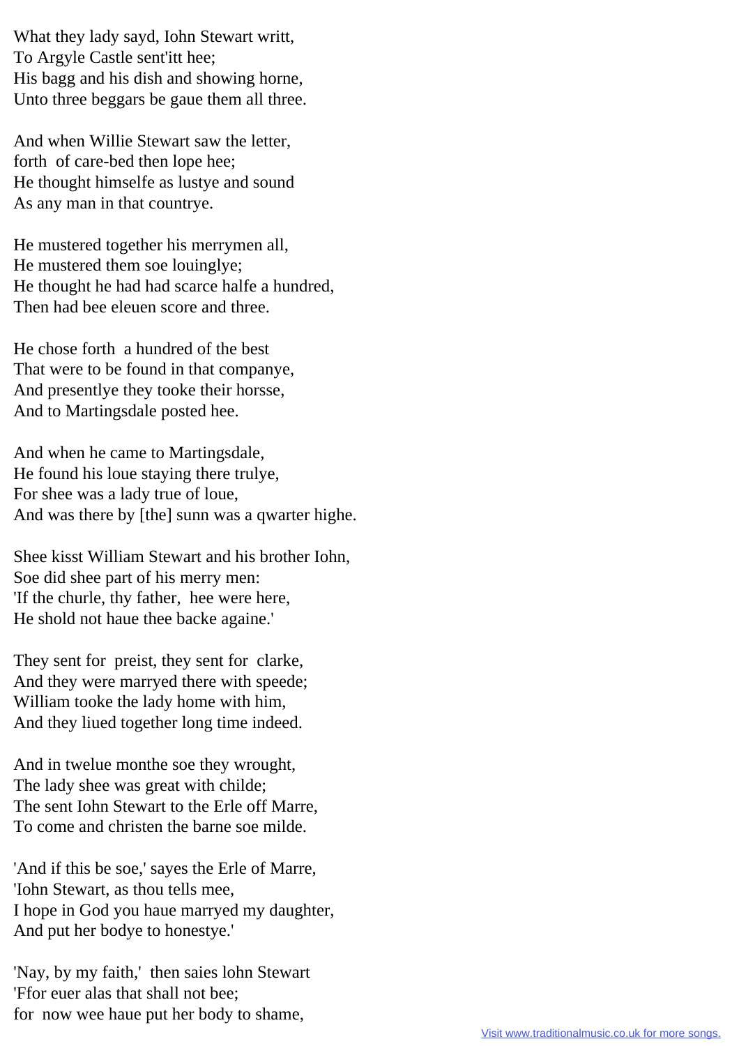What they lady sayd, Iohn Stewart writt,
To Argyle Castle sent'itt hee;
His bagg and his dish and showing horne,
Unto three beggars be gaue them all three.

And when Willie Stewart saw the letter,
forth of care-bed then lope hee;
He thought himselfe as lustye and sound
As any man in that countrye.

He mustered together his merrymen all,
He mustered them soe louinglye;
He thought he had had scarce halfe a hundred,
Then had bee eleuen score and three.

He chose forth a hundred of the best
That were to be found in that companye,
And presentlye they tooke their horsse,
And to Martingsdale posted hee.

And when he came to Martingsdale,
He found his loue staying there trulye,
For shee was a lady true of loue,
And was there by [the] sunn was a qwarter highe.

Shee kisst William Stewart and his brother Iohn,
Soe did shee part of his merry men:
'If the churle, thy father, hee were here,
He shold not haue thee backe againe.'

They sent for preist, they sent for clarke,
And they were marryed there with speede;
William tooke the lady home with him,
And they liued together long time indeed.

And in twelue monthe soe they wrought,
The lady shee was great with childe;
The sent Iohn Stewart to the Erle off Marre,
To come and christen the barne soe milde.

'And if this be soe,' sayes the Erle of Marre,
'Iohn Stewart, as thou tells mee,
I hope in God you haue marryed my daughter,
And put her bodye to honestye.'

'Nay, by my faith,' then saies lohn Stewart
'Ffor euer alas that shall not bee;
for now wee haue put her body to shame,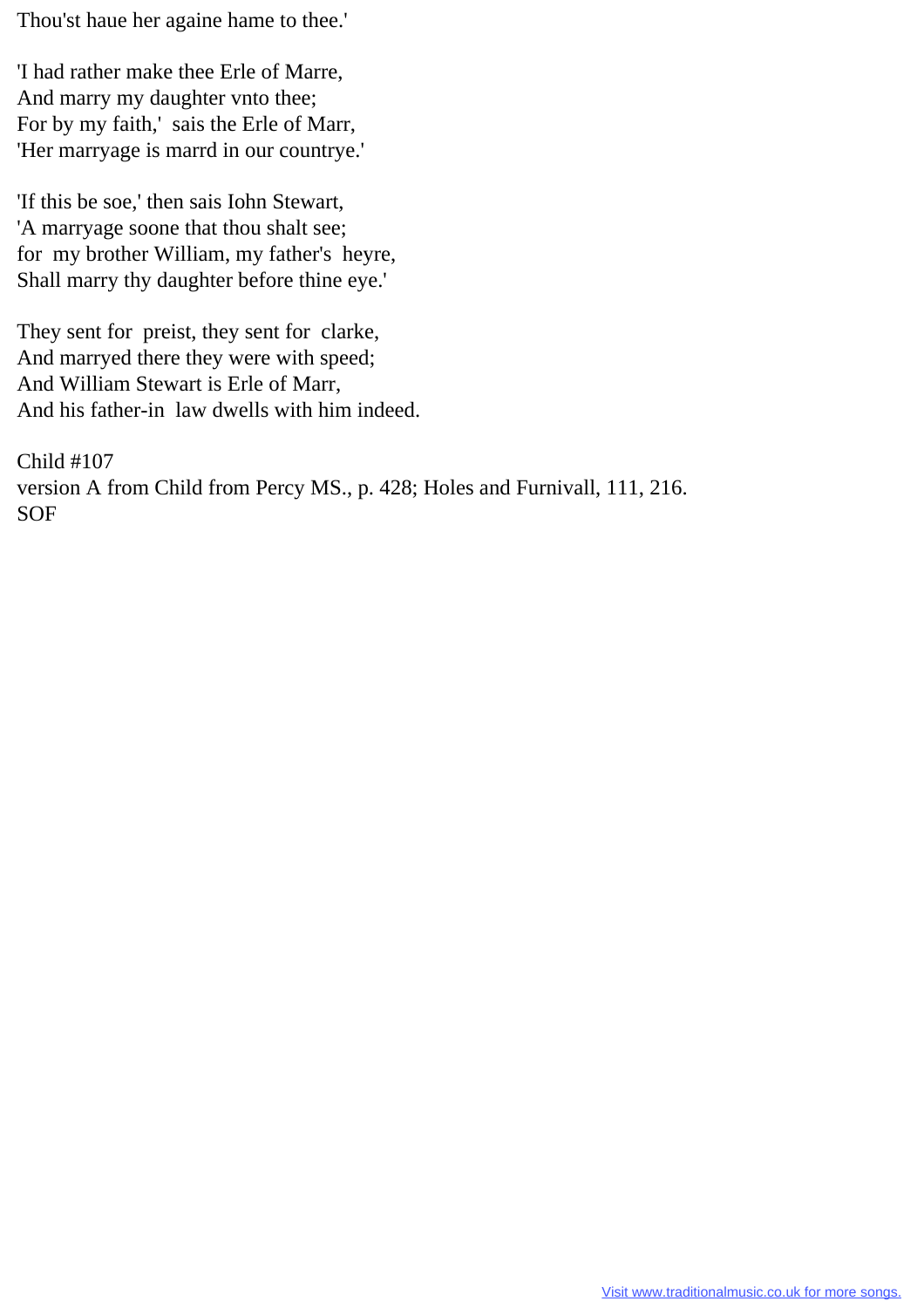Thou'st haue her againe hame to thee.'

'I had rather make thee Erle of Marre,
And marry my daughter vnto thee;
For by my faith,' sais the Erle of Marr,
'Her marryage is marrd in our countrye.'

'If this be soe,' then sais Iohn Stewart,
'A marryage soone that thou shalt see;
for my brother William, my father's heyre,
Shall marry thy daughter before thine eye.'

They sent for preist, they sent for clarke,
And marryed there they were with speed;
And William Stewart is Erle of Marr,
And his father-in law dwells with him indeed.

Child #107
version A from Child from Percy MS., p. 428; Holes and Furnivall, 111, 216.
SOF